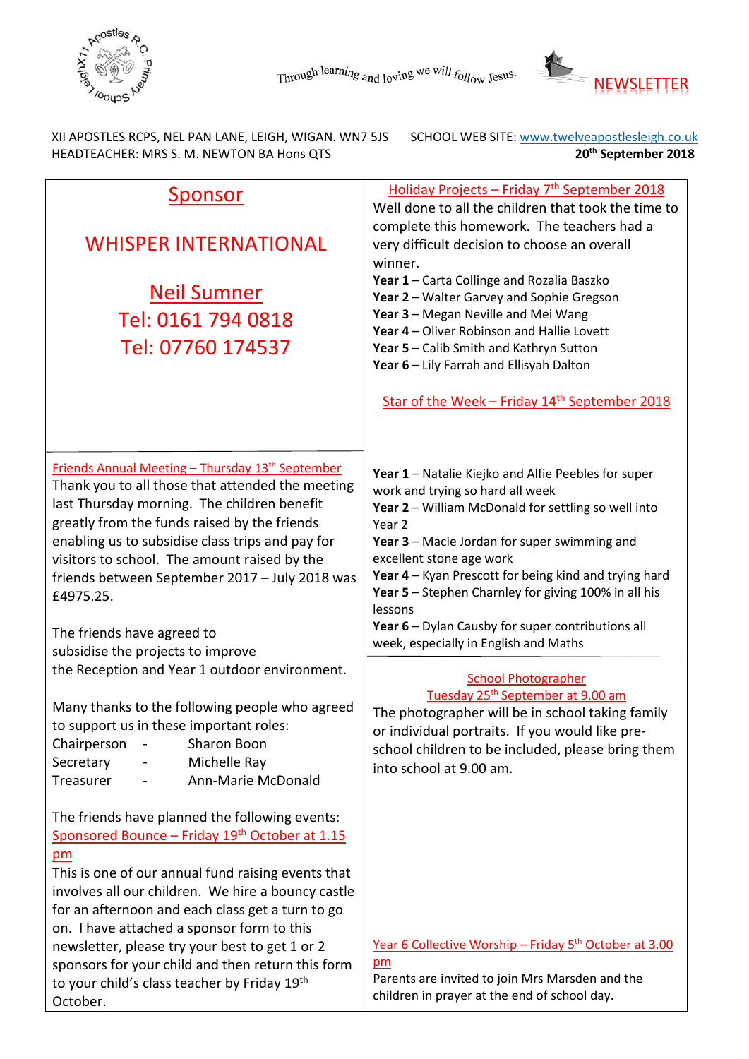Through learning and loving we will follow Jesus.

NEWSLETTER

XII APOSTLES RCPS, NEL PAN LANE, LEIGH, WIGAN. WN7 5JS
HEADTEACHER: MRS S. M. NEWTON BA Hons QTS

SCHOOL WEB SITE: www.twelveapostlesleigh.co.uk

**20th September 2018**

## Sponsor

WHISPER INTERNATIONAL

Neil Sumner
Tel: 0161 794 0818
Tel: 07760 174537

### Friends Annual Meeting – Thursday 13th September

Thank you to all those that attended the meeting last Thursday morning. The children benefit greatly from the funds raised by the friends enabling us to subsidise class trips and pay for visitors to school. The amount raised by the friends between September 2017 – July 2018 was £4975.25.

The friends have agreed to subsidise the projects to improve the Reception and Year 1 outdoor environment.

Many thanks to the following people who agreed to support us in these important roles:

Chairperson - Sharon Boon
Secretary - Michelle Ray
Treasurer - Ann-Marie McDonald

The friends have planned the following events:

### Sponsored Bounce – Friday 19th October at 1.15 pm

This is one of our annual fund raising events that involves all our children. We hire a bouncy castle for an afternoon and each class get a turn to go on. I have attached a sponsor form to this newsletter, please try your best to get 1 or 2 sponsors for your child and then return this form to your child's class teacher by Friday 19th October.

### Holiday Projects – Friday 7th September 2018

Well done to all the children that took the time to complete this homework. The teachers had a very difficult decision to choose an overall winner.

**Year 1** – Carta Collinge and Rozalia Baszko
**Year 2** – Walter Garvey and Sophie Gregson
**Year 3** – Megan Neville and Mei Wang
**Year 4** – Oliver Robinson and Hallie Lovett
**Year 5** – Calib Smith and Kathryn Sutton
**Year 6** – Lily Farrah and Ellisyah Dalton

### Star of the Week – Friday 14th September 2018

**Year 1** – Natalie Kiejko and Alfie Peebles for super work and trying so hard all week
**Year 2** – William McDonald for settling so well into Year 2
**Year 3** – Macie Jordan for super swimming and excellent stone age work
**Year 4** – Kyan Prescott for being kind and trying hard
**Year 5** – Stephen Charnley for giving 100% in all his lessons
**Year 6** – Dylan Causby for super contributions all week, especially in English and Maths

### School Photographer
### Tuesday 25th September at 9.00 am

The photographer will be in school taking family or individual portraits. If you would like pre-school children to be included, please bring them into school at 9.00 am.

### Year 6 Collective Worship – Friday 5th October at 3.00 pm

Parents are invited to join Mrs Marsden and the children in prayer at the end of school day.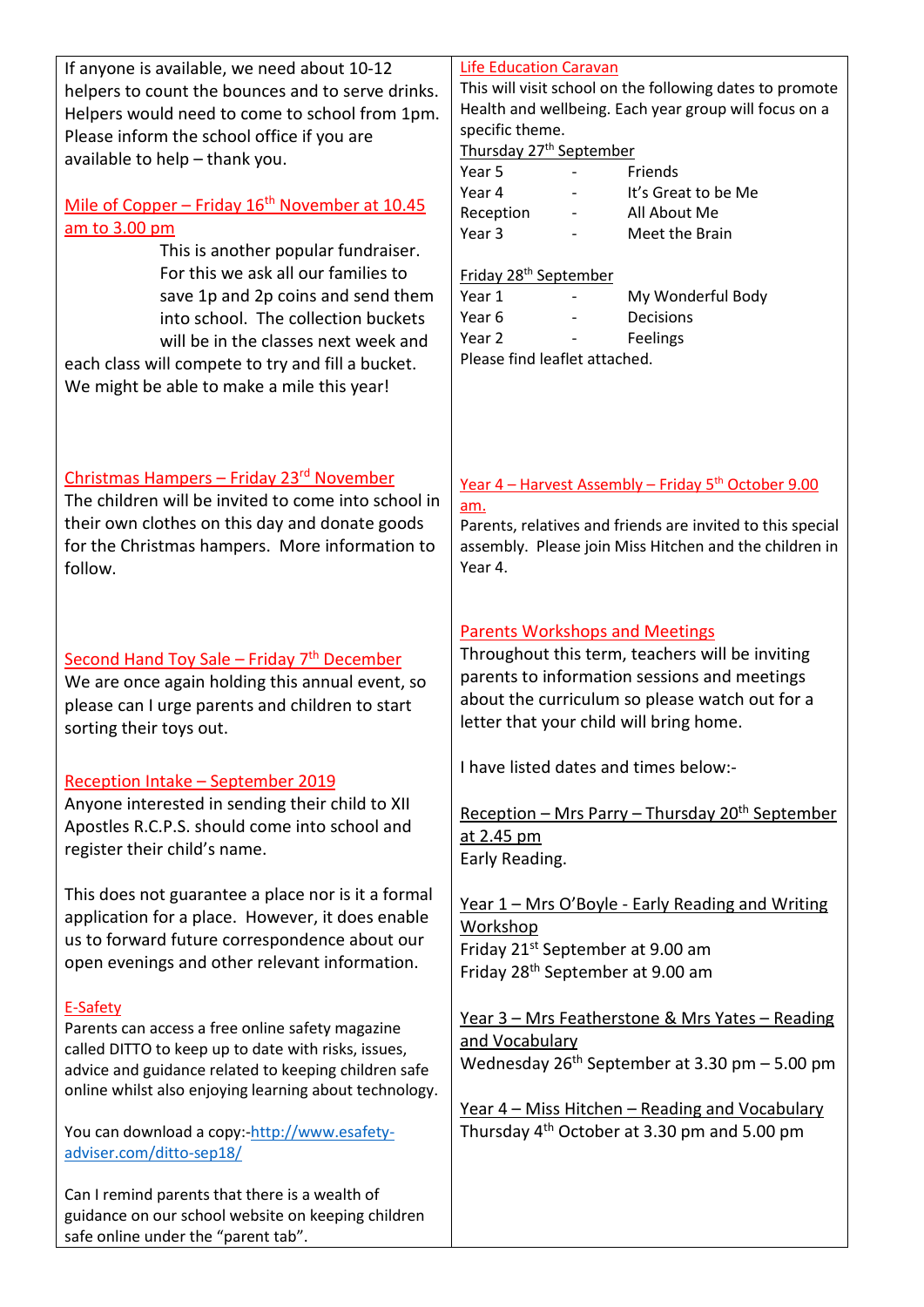If anyone is available, we need about 10-12 helpers to count the bounces and to serve drinks. Helpers would need to come to school from 1pm. Please inform the school office if you are available to help – thank you.

## Mile of Copper – Friday 16th November at 10.45 am to 3.00 pm

This is another popular fundraiser. For this we ask all our families to save 1p and 2p coins and send them into school. The collection buckets will be in the classes next week and each class will compete to try and fill a bucket. We might be able to make a mile this year!

## Christmas Hampers – Friday 23rd November

The children will be invited to come into school in their own clothes on this day and donate goods for the Christmas hampers. More information to follow.

## Second Hand Toy Sale – Friday 7th December

We are once again holding this annual event, so please can I urge parents and children to start sorting their toys out.

## Reception Intake – September 2019

Anyone interested in sending their child to XII Apostles R.C.P.S. should come into school and register their child's name.

This does not guarantee a place nor is it a formal application for a place. However, it does enable us to forward future correspondence about our open evenings and other relevant information.

## E-Safety

Parents can access a free online safety magazine called DITTO to keep up to date with risks, issues, advice and guidance related to keeping children safe online whilst also enjoying learning about technology.

You can download a copy:-http://www.esafety-adviser.com/ditto-sep18/

Can I remind parents that there is a wealth of guidance on our school website on keeping children safe online under the "parent tab".

## Life Education Caravan

This will visit school on the following dates to promote Health and wellbeing. Each year group will focus on a specific theme.

**Thursday 27th September**

| | | |
|---|---|---|
| Year 5 | - | Friends |
| Year 4 | - | It's Great to be Me |
| Reception | - | All About Me |
| Year 3 | - | Meet the Brain |

**Friday 28th September**

| | | |
|---|---|---|
| Year 1 | - | My Wonderful Body |
| Year 6 | - | Decisions |
| Year 2 | - | Feelings |

Please find leaflet attached.

## Year 4 – Harvest Assembly – Friday 5th October 9.00 am.

Parents, relatives and friends are invited to this special assembly. Please join Miss Hitchen and the children in Year 4.

## Parents Workshops and Meetings

Throughout this term, teachers will be inviting parents to information sessions and meetings about the curriculum so please watch out for a letter that your child will bring home.

I have listed dates and times below:-

**Reception – Mrs Parry – Thursday 20th September at 2.45 pm**
Early Reading.

**Year 1 – Mrs O'Boyle - Early Reading and Writing Workshop**
Friday 21st September at 9.00 am
Friday 28th September at 9.00 am

**Year 3 – Mrs Featherstone & Mrs Yates – Reading and Vocabulary**
Wednesday 26th September at 3.30 pm – 5.00 pm

**Year 4 – Miss Hitchen – Reading and Vocabulary**
Thursday 4th October at 3.30 pm and 5.00 pm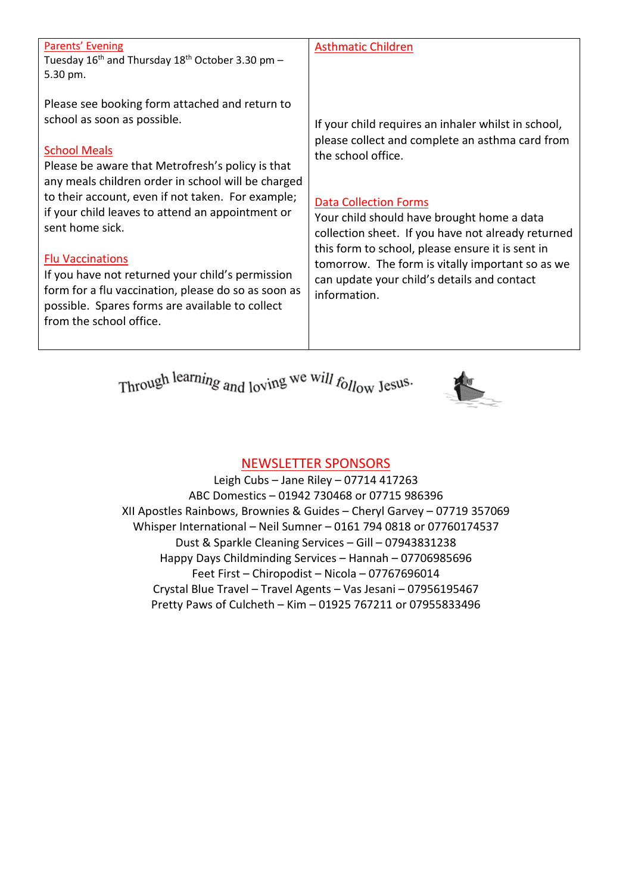### Parents' Evening

Tuesday 16th and Thursday 18th October 3.30 pm – 5.30 pm.

Please see booking form attached and return to school as soon as possible.

### School Meals

Please be aware that Metrofresh's policy is that any meals children order in school will be charged to their account, even if not taken. For example; if your child leaves to attend an appointment or sent home sick.

### Flu Vaccinations

If you have not returned your child's permission form for a flu vaccination, please do so as soon as possible. Spares forms are available to collect from the school office.

### Asthmatic Children

If your child requires an inhaler whilst in school, please collect and complete an asthma card from the school office.

### Data Collection Forms

Your child should have brought home a data collection sheet. If you have not already returned this form to school, please ensure it is sent in tomorrow. The form is vitally important so as we can update your child's details and contact information.

*Through learning and loving we will follow Jesus.*

## NEWSLETTER SPONSORS

Leigh Cubs – Jane Riley – 07714 417263
ABC Domestics – 01942 730468 or 07715 986396
XII Apostles Rainbows, Brownies & Guides – Cheryl Garvey – 07719 357069
Whisper International – Neil Sumner – 0161 794 0818 or 07760174537
Dust & Sparkle Cleaning Services – Gill – 07943831238
Happy Days Childminding Services – Hannah – 07706985696
Feet First – Chiropodist – Nicola – 07767696014
Crystal Blue Travel – Travel Agents – Vas Jesani – 07956195467
Pretty Paws of Culcheth – Kim – 01925 767211 or 07955833496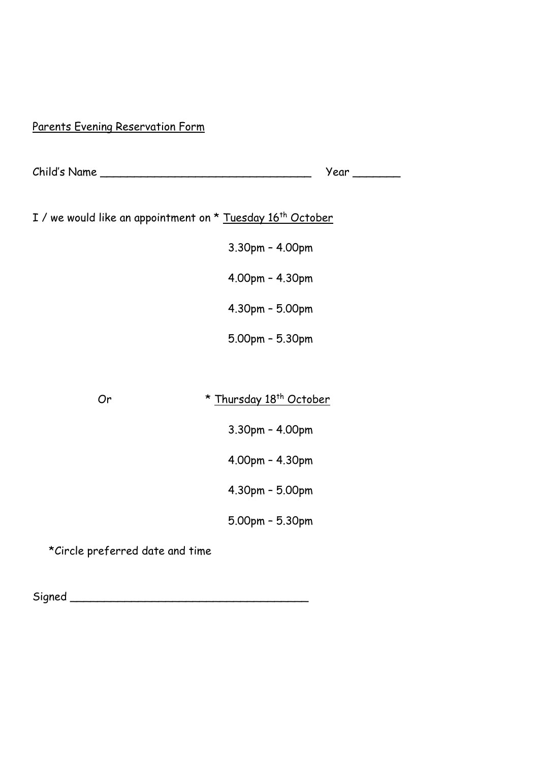<u>Parents Evening Reservation Form</u>

Child's Name ________________________________ Year _______

I / we would like an appointment on * <u>Tuesday 16th October</u>

3.30pm – 4.00pm

4.00pm – 4.30pm

4.30pm – 5.00pm

5.00pm – 5.30pm

Or * <u>Thursday 18th October</u>

3.30pm – 4.00pm

4.00pm – 4.30pm

4.30pm – 5.00pm

5.00pm – 5.30pm

*Circle preferred date and time

Signed ____________________________________